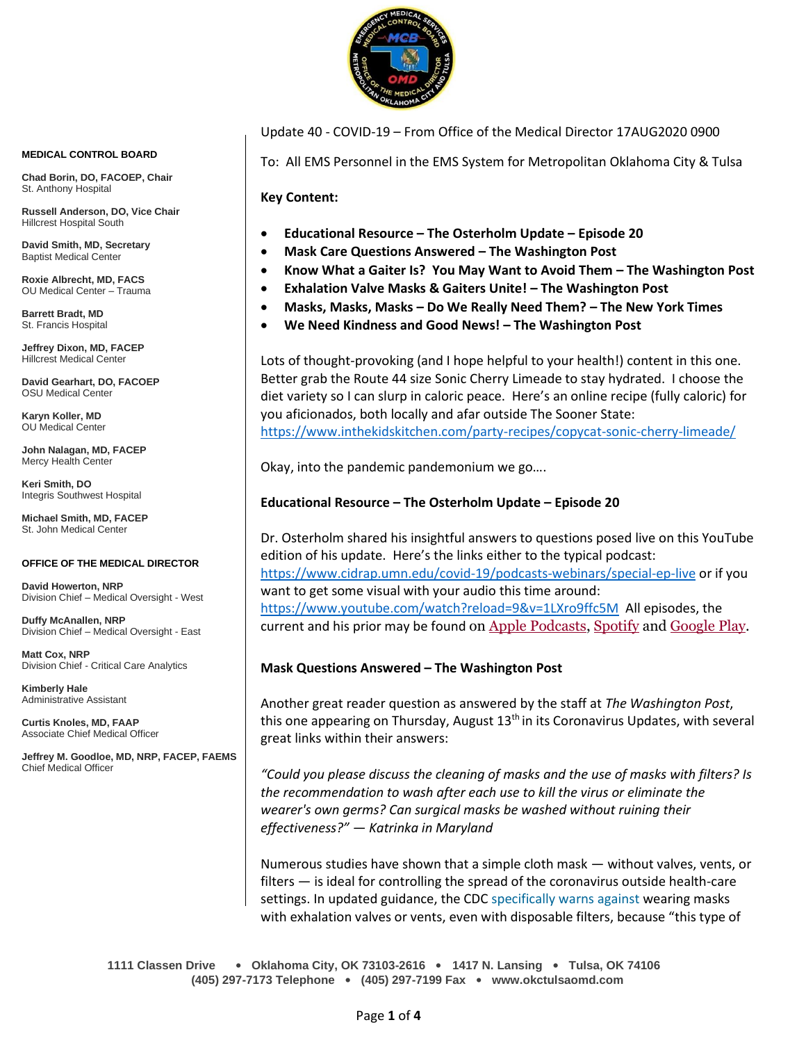Update 40 - COVID-19 – From Office of the Medical Director 17AUG2020 0900

To: All EMS Personnel in the EMS System for Metropolitan Oklahoma City & Tulsa

**Key Content:**

- **Educational Resource – The Osterholm Update – Episode 20**
- **Mask Care Questions Answered – The Washington Post**
- **Know What a Gaiter Is? You May Want to Avoid Them – The Washington Post**
- **Exhalation Valve Masks & Gaiters Unite! – The Washington Post**
- **Masks, Masks, Masks – Do We Really Need Them? – The New York Times**
- **We Need Kindness and Good News! – The Washington Post**

Lots of thought-provoking (and I hope helpful to your health!) content in this one. Better grab the Route 44 size Sonic Cherry Limeade to stay hydrated. I choose the diet variety so I can slurp in caloric peace. Here's an online recipe (fully caloric) for you aficionados, both locally and afar outside The Sooner State: https://www.inthekidskitchen.com/party-recipes/copycat-sonic-cherry-limeade/

Okay, into the pandemic pandemonium we go….

**Educational Resource – The Osterholm Update – Episode 20**

Dr. Osterholm shared his insightful answers to questions posed live on this YouTube edition of his update. Here's the links either to the typical podcast: https://www.cidrap.umn.edu/covid-19/podcasts-webinars/special-ep-live or if you want to get some visual with your audio this time around: https://www.youtube.com/watch?reload=9&v=1LXro9ffc5M All episodes, the current and his prior may be found on Apple Podcasts, Spotify and Google Play.

**Mask Questions Answered – The Washington Post**

Another great reader question as answered by the staff at *The Washington Post*, this one appearing on Thursday, August 13th in its Coronavirus Updates, with several great links within their answers:

*"Could you please discuss the cleaning of masks and the use of masks with filters? Is the recommendation to wash after each use to kill the virus or eliminate the wearer's own germs? Can surgical masks be washed without ruining their effectiveness?" — Katrinka in Maryland*

Numerous studies have shown that a simple cloth mask — without valves, vents, or filters — is ideal for controlling the spread of the coronavirus outside health-care settings. In updated guidance, the CDC specifically warns against wearing masks with exhalation valves or vents, even with disposable filters, because "this type of

**MEDICAL CONTROL BOARD**

**Chad Borin, DO, FACOEP, Chair**
St. Anthony Hospital

**Russell Anderson, DO, Vice Chair**
Hillcrest Hospital South

**David Smith, MD, Secretary**
Baptist Medical Center

**Roxie Albrecht, MD, FACS**
OU Medical Center – Trauma

**Barrett Bradt, MD**
St. Francis Hospital

**Jeffrey Dixon, MD, FACEP**
Hillcrest Medical Center

**David Gearhart, DO, FACOEP**
OSU Medical Center

**Karyn Koller, MD**
OU Medical Center

**John Nalagan, MD, FACEP**
Mercy Health Center

**Keri Smith, DO**
Integris Southwest Hospital

**Michael Smith, MD, FACEP**
St. John Medical Center

**OFFICE OF THE MEDICAL DIRECTOR**

**David Howerton, NRP**
Division Chief – Medical Oversight - West

**Duffy McAnallen, NRP**
Division Chief – Medical Oversight - East

**Matt Cox, NRP**
Division Chief - Critical Care Analytics

**Kimberly Hale**
Administrative Assistant

**Curtis Knoles, MD, FAAP**
Associate Chief Medical Officer

**Jeffrey M. Goodloe, MD, NRP, FACEP, FAEMS**
Chief Medical Officer

**1111 Classen Drive • Oklahoma City, OK 73103-2616 • 1417 N. Lansing • Tulsa, OK 74106**
**(405) 297-7173 Telephone • (405) 297-7199 Fax • www.okctulsaomd.com**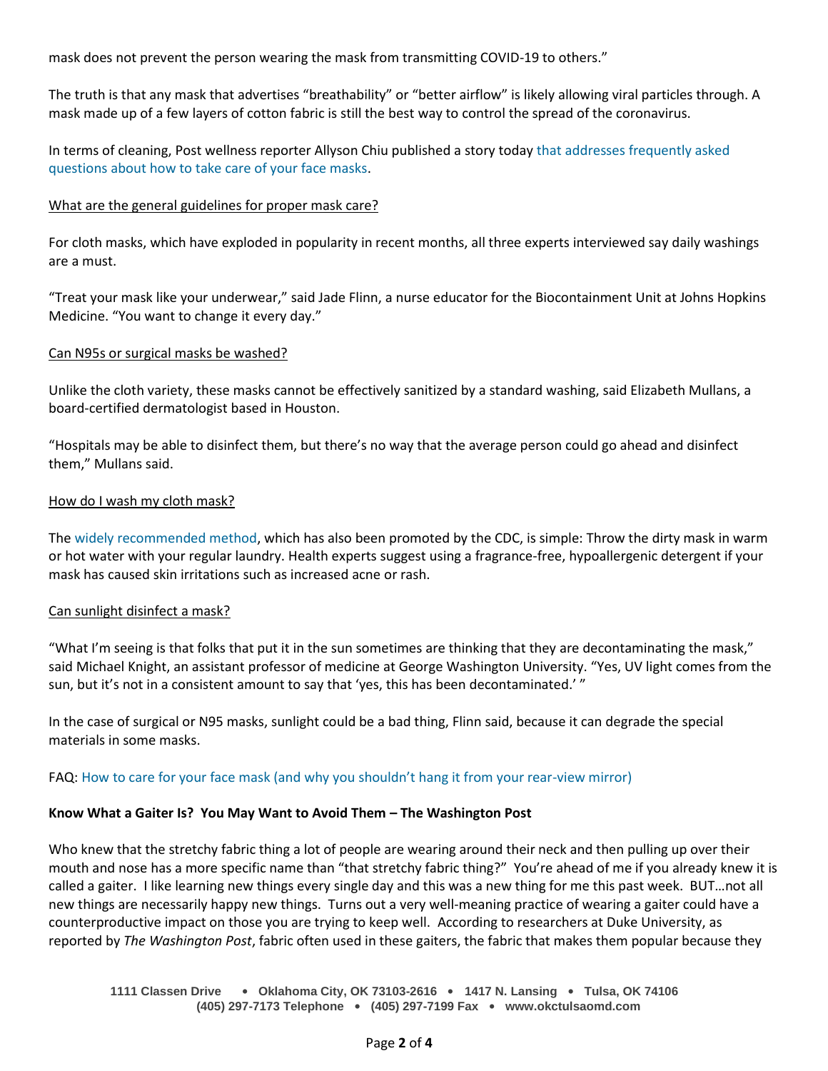mask does not prevent the person wearing the mask from transmitting COVID-19 to others."

The truth is that any mask that advertises "breathability" or "better airflow" is likely allowing viral particles through. A mask made up of a few layers of cotton fabric is still the best way to control the spread of the coronavirus.

In terms of cleaning, Post wellness reporter Allyson Chiu published a story today that addresses frequently asked questions about how to take care of your face masks.

<u>What are the general guidelines for proper mask care?</u>

For cloth masks, which have exploded in popularity in recent months, all three experts interviewed say daily washings are a must.

"Treat your mask like your underwear," said Jade Flinn, a nurse educator for the Biocontainment Unit at Johns Hopkins Medicine. "You want to change it every day."

<u>Can N95s or surgical masks be washed?</u>

Unlike the cloth variety, these masks cannot be effectively sanitized by a standard washing, said Elizabeth Mullans, a board-certified dermatologist based in Houston.

"Hospitals may be able to disinfect them, but there's no way that the average person could go ahead and disinfect them," Mullans said.

<u>How do I wash my cloth mask?</u>

The widely recommended method, which has also been promoted by the CDC, is simple: Throw the dirty mask in warm or hot water with your regular laundry. Health experts suggest using a fragrance-free, hypoallergenic detergent if your mask has caused skin irritations such as increased acne or rash.

<u>Can sunlight disinfect a mask?</u>

"What I'm seeing is that folks that put it in the sun sometimes are thinking that they are decontaminating the mask," said Michael Knight, an assistant professor of medicine at George Washington University. "Yes, UV light comes from the sun, but it's not in a consistent amount to say that 'yes, this has been decontaminated.' "

In the case of surgical or N95 masks, sunlight could be a bad thing, Flinn said, because it can degrade the special materials in some masks.

FAQ: How to care for your face mask (and why you shouldn't hang it from your rear-view mirror)

**Know What a Gaiter Is? You May Want to Avoid Them – The Washington Post**

Who knew that the stretchy fabric thing a lot of people are wearing around their neck and then pulling up over their mouth and nose has a more specific name than "that stretchy fabric thing?" You're ahead of me if you already knew it is called a gaiter. I like learning new things every single day and this was a new thing for me this past week. BUT…not all new things are necessarily happy new things. Turns out a very well-meaning practice of wearing a gaiter could have a counterproductive impact on those you are trying to keep well. According to researchers at Duke University, as reported by *The Washington Post*, fabric often used in these gaiters, the fabric that makes them popular because they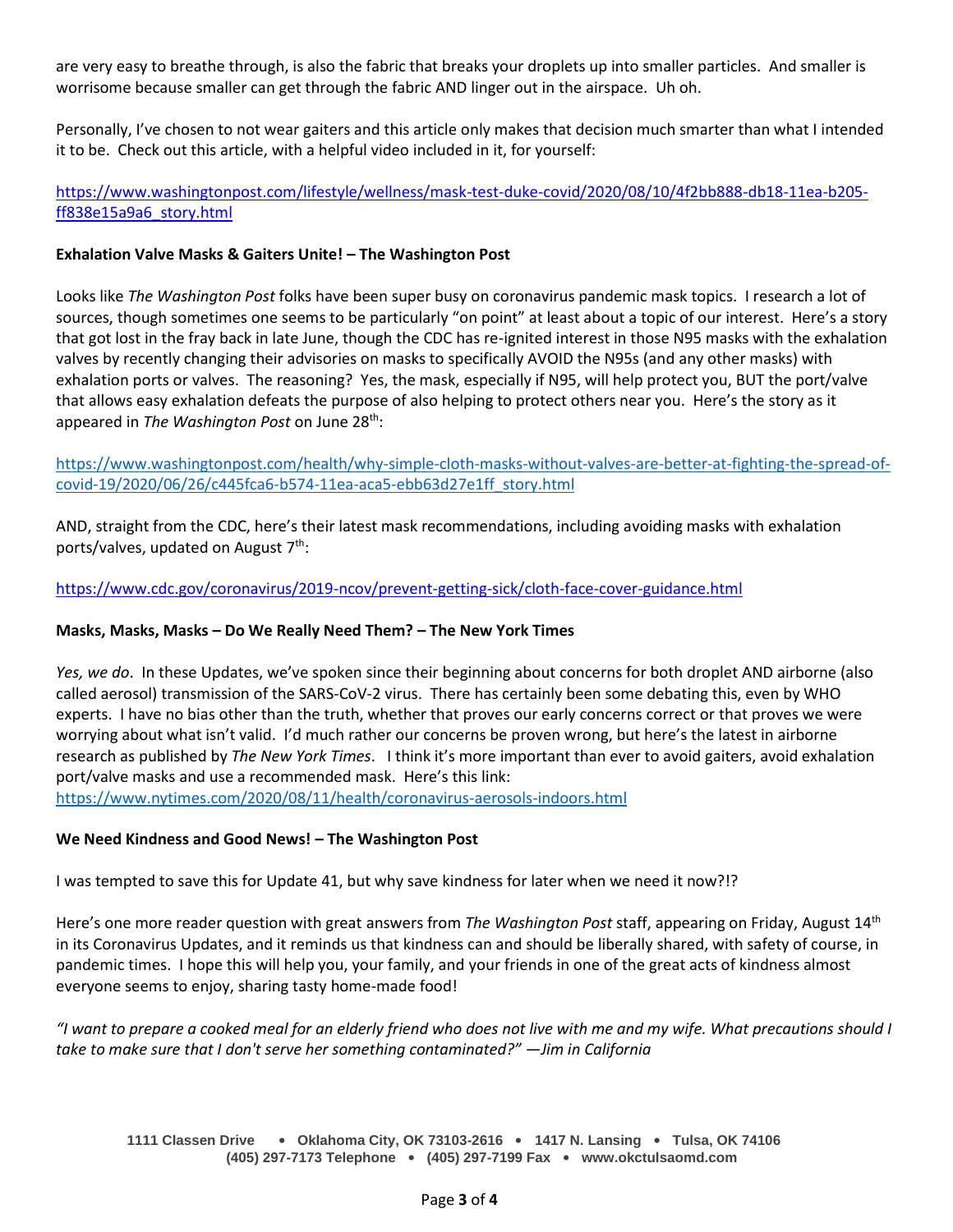are very easy to breathe through, is also the fabric that breaks your droplets up into smaller particles. And smaller is worrisome because smaller can get through the fabric AND linger out in the airspace. Uh oh.

Personally, I've chosen to not wear gaiters and this article only makes that decision much smarter than what I intended it to be. Check out this article, with a helpful video included in it, for yourself:

https://www.washingtonpost.com/lifestyle/wellness/mask-test-duke-covid/2020/08/10/4f2bb888-db18-11ea-b205-ff838e15a9a6_story.html

**Exhalation Valve Masks & Gaiters Unite! – The Washington Post**

Looks like *The Washington Post* folks have been super busy on coronavirus pandemic mask topics. I research a lot of sources, though sometimes one seems to be particularly "on point" at least about a topic of our interest. Here's a story that got lost in the fray back in late June, though the CDC has re-ignited interest in those N95 masks with the exhalation valves by recently changing their advisories on masks to specifically AVOID the N95s (and any other masks) with exhalation ports or valves. The reasoning? Yes, the mask, especially if N95, will help protect you, BUT the port/valve that allows easy exhalation defeats the purpose of also helping to protect others near you. Here's the story as it appeared in *The Washington Post* on June 28th:

https://www.washingtonpost.com/health/why-simple-cloth-masks-without-valves-are-better-at-fighting-the-spread-of-covid-19/2020/06/26/c445fca6-b574-11ea-aca5-ebb63d27e1ff_story.html

AND, straight from the CDC, here's their latest mask recommendations, including avoiding masks with exhalation ports/valves, updated on August 7th:

https://www.cdc.gov/coronavirus/2019-ncov/prevent-getting-sick/cloth-face-cover-guidance.html

**Masks, Masks, Masks – Do We Really Need Them? – The New York Times**

*Yes, we do*. In these Updates, we've spoken since their beginning about concerns for both droplet AND airborne (also called aerosol) transmission of the SARS-CoV-2 virus. There has certainly been some debating this, even by WHO experts. I have no bias other than the truth, whether that proves our early concerns correct or that proves we were worrying about what isn't valid. I'd much rather our concerns be proven wrong, but here's the latest in airborne research as published by *The New York Times*. I think it's more important than ever to avoid gaiters, avoid exhalation port/valve masks and use a recommended mask. Here's this link:
https://www.nytimes.com/2020/08/11/health/coronavirus-aerosols-indoors.html

**We Need Kindness and Good News! – The Washington Post**

I was tempted to save this for Update 41, but why save kindness for later when we need it now?!?

Here's one more reader question with great answers from *The Washington Post* staff, appearing on Friday, August 14th in its Coronavirus Updates, and it reminds us that kindness can and should be liberally shared, with safety of course, in pandemic times. I hope this will help you, your family, and your friends in one of the great acts of kindness almost everyone seems to enjoy, sharing tasty home-made food!

*"I want to prepare a cooked meal for an elderly friend who does not live with me and my wife. What precautions should I take to make sure that I don't serve her something contaminated?" —Jim in California*

**1111 Classen Drive • Oklahoma City, OK 73103-2616 • 1417 N. Lansing • Tulsa, OK 74106**
**(405) 297-7173 Telephone • (405) 297-7199 Fax • www.okctulsaomd.com**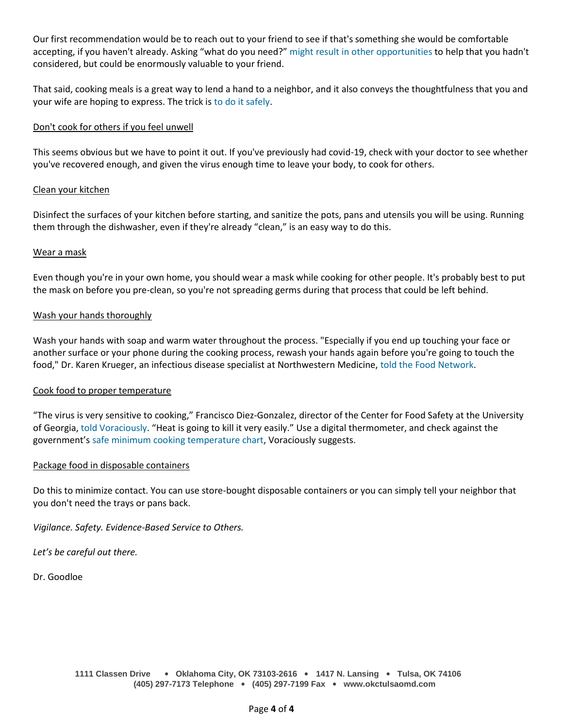Our first recommendation would be to reach out to your friend to see if that's something she would be comfortable accepting, if you haven't already. Asking "what do you need?" might result in other opportunities to help that you hadn't considered, but could be enormously valuable to your friend.

That said, cooking meals is a great way to lend a hand to a neighbor, and it also conveys the thoughtfulness that you and your wife are hoping to express. The trick is to do it safely.

<u>Don't cook for others if you feel unwell</u>

This seems obvious but we have to point it out. If you've previously had covid-19, check with your doctor to see whether you've recovered enough, and given the virus enough time to leave your body, to cook for others.

<u>Clean your kitchen</u>

Disinfect the surfaces of your kitchen before starting, and sanitize the pots, pans and utensils you will be using. Running them through the dishwasher, even if they're already "clean," is an easy way to do this.

<u>Wear a mask</u>

Even though you're in your own home, you should wear a mask while cooking for other people. It's probably best to put the mask on before you pre-clean, so you're not spreading germs during that process that could be left behind.

<u>Wash your hands thoroughly</u>

Wash your hands with soap and warm water throughout the process. "Especially if you end up touching your face or another surface or your phone during the cooking process, rewash your hands again before you're going to touch the food," Dr. Karen Krueger, an infectious disease specialist at Northwestern Medicine, told the Food Network.

<u>Cook food to proper temperature</u>

"The virus is very sensitive to cooking," Francisco Diez-Gonzalez, director of the Center for Food Safety at the University of Georgia, told Voraciously. "Heat is going to kill it very easily." Use a digital thermometer, and check against the government's safe minimum cooking temperature chart, Voraciously suggests.

<u>Package food in disposable containers</u>

Do this to minimize contact. You can use store-bought disposable containers or you can simply tell your neighbor that you don't need the trays or pans back.

*Vigilance. Safety. Evidence-Based Service to Others.*

*Let's be careful out there.*

Dr. Goodloe

**1111 Classen Drive • Oklahoma City, OK 73103-2616 • 1417 N. Lansing • Tulsa, OK 74106**
**(405) 297-7173 Telephone • (405) 297-7199 Fax • www.okctulsaomd.com**